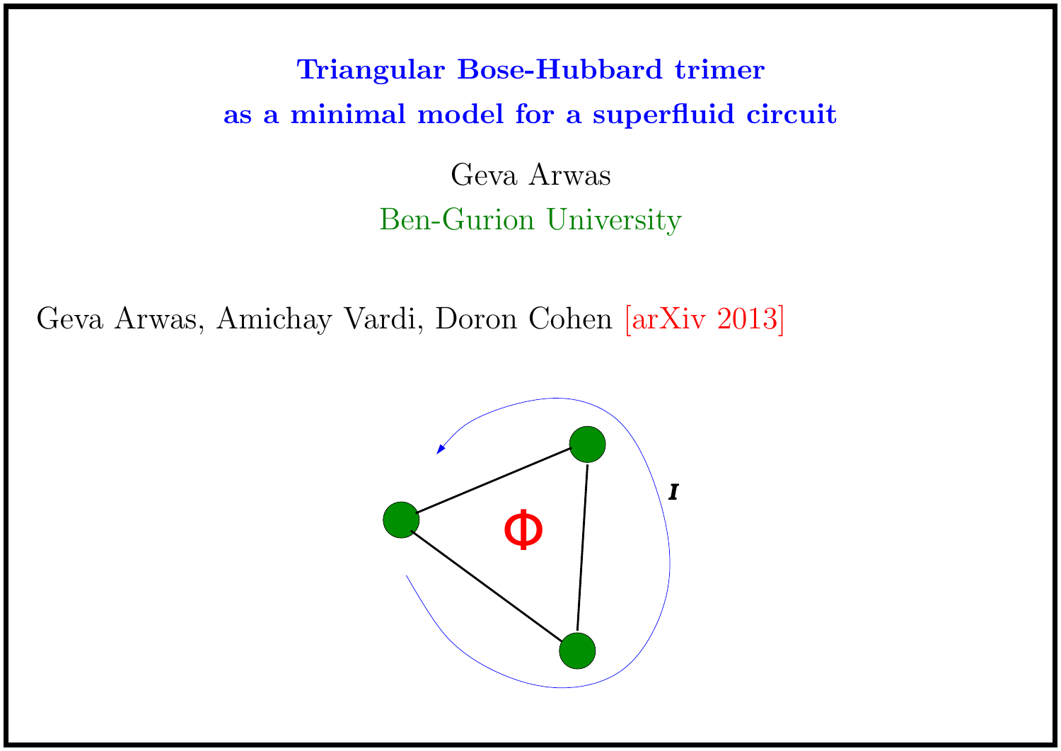# Triangular Bose-Hubbard trimer as a minimal model for a superfluid circuit

Geva Arwas

Ben-Gurion University

Geva Arwas, Amichay Vardi, Doron Cohen [arXiv 2013]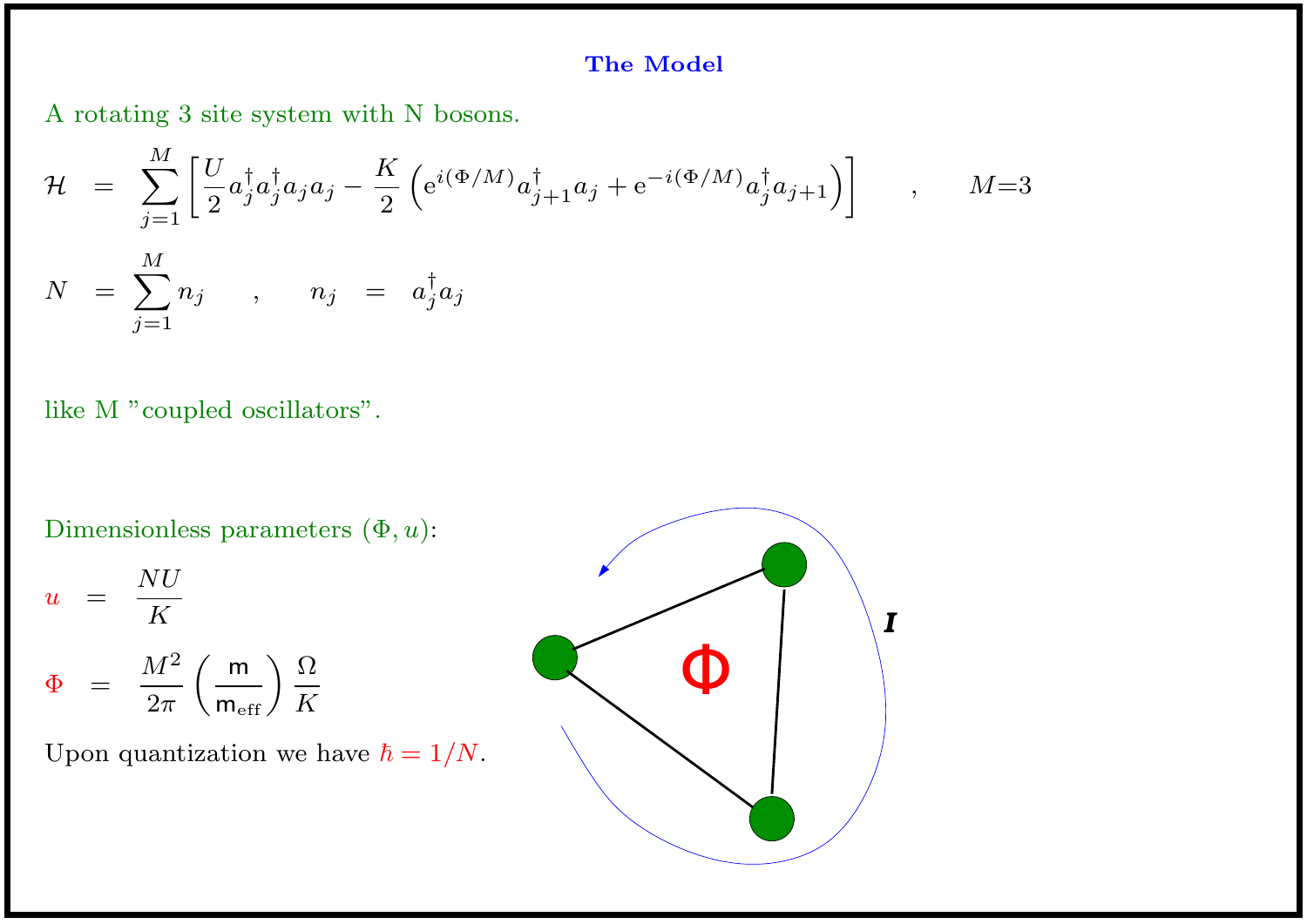## The Model

A rotating 3 site system with N bosons.

$$\mathcal{H} = \sum_{j=1}^{M} \left[ \frac{U}{2} a_j^\dagger a_j^\dagger a_j a_j - \frac{K}{2} \left( \mathrm{e}^{i(\Phi/M)} a_{j+1}^\dagger a_j + \mathrm{e}^{-i(\Phi/M)} a_j^\dagger a_{j+1} \right) \right] \quad , \quad M=3$$

$$N = \sum_{j=1}^{M} n_j \quad , \quad n_j = a_j^\dagger a_j$$

like M "coupled oscillators".

Dimensionless parameters $(\Phi, u)$:

$$u = \frac{NU}{K}$$

$$\Phi = \frac{M^2}{2\pi} \left( \frac{\mathsf{m}}{\mathsf{m}_{\text{eff}}} \right) \frac{\Omega}{K}$$

Upon quantization we have $\hbar = 1/N$.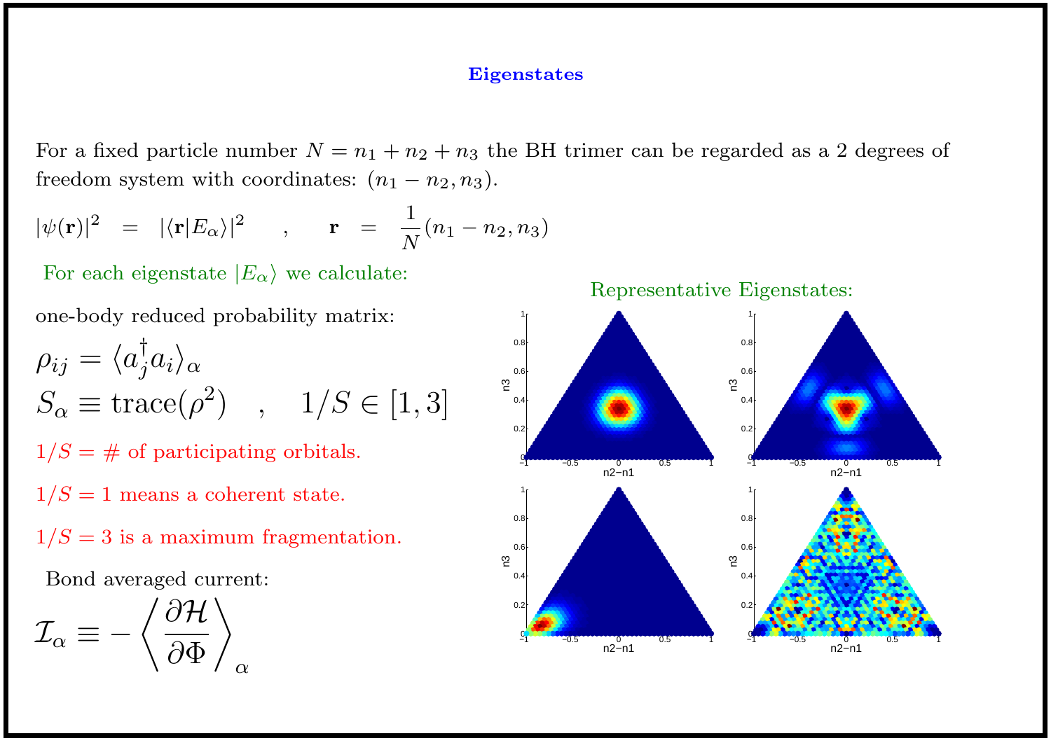## Eigenstates

For a fixed particle number $N = n_1 + n_2 + n_3$ the BH trimer can be regarded as a 2 degrees of freedom system with coordinates: $(n_1 - n_2, n_3)$.

$$|\psi(\mathbf{r})|^2 = |\langle \mathbf{r}|E_\alpha\rangle|^2 \quad , \quad \mathbf{r} = \frac{1}{N}(n_1 - n_2, n_3)$$

For each eigenstate $|E_\alpha\rangle$ we calculate:

one-body reduced probability matrix:

$$\rho_{ij} = \langle a_j^\dagger a_i \rangle_\alpha$$

$$S_\alpha \equiv \mathrm{trace}(\rho^2) \quad , \quad 1/S \in [1, 3]$$

$1/S$ = # of participating orbitals.

$1/S = 1$ means a coherent state.

$1/S = 3$ is a maximum fragmentation.

Bond averaged current:

$$\mathcal{I}_\alpha \equiv -\left\langle \frac{\partial \mathcal{H}}{\partial \Phi} \right\rangle_\alpha$$

Representative Eigenstates: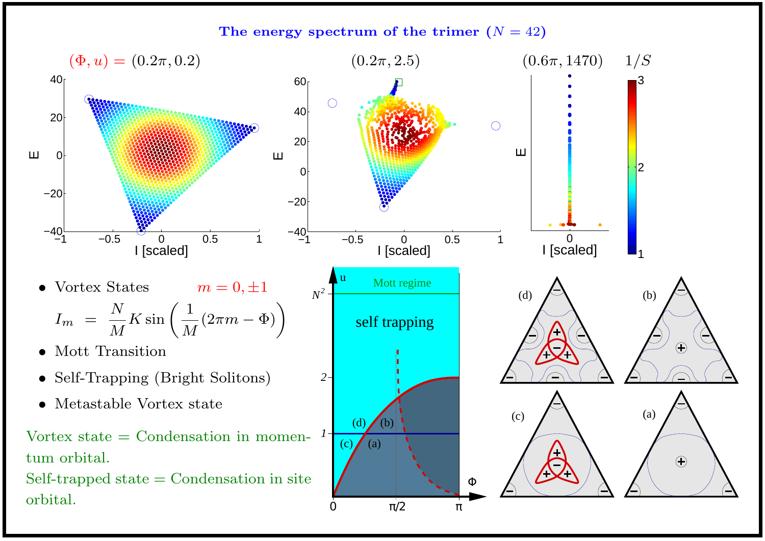# The energy spectrum of the trimer ($N = 42$)

- Vortex States $m = 0, \pm 1$

$$I_m = \frac{N}{M} K \sin\left(\frac{1}{M}(2\pi m - \Phi)\right)$$

- Mott Transition
- Self-Trapping (Bright Solitons)
- Metastable Vortex state

Vortex state = Condensation in momentum orbital.

Self-trapped state = Condensation in site orbital.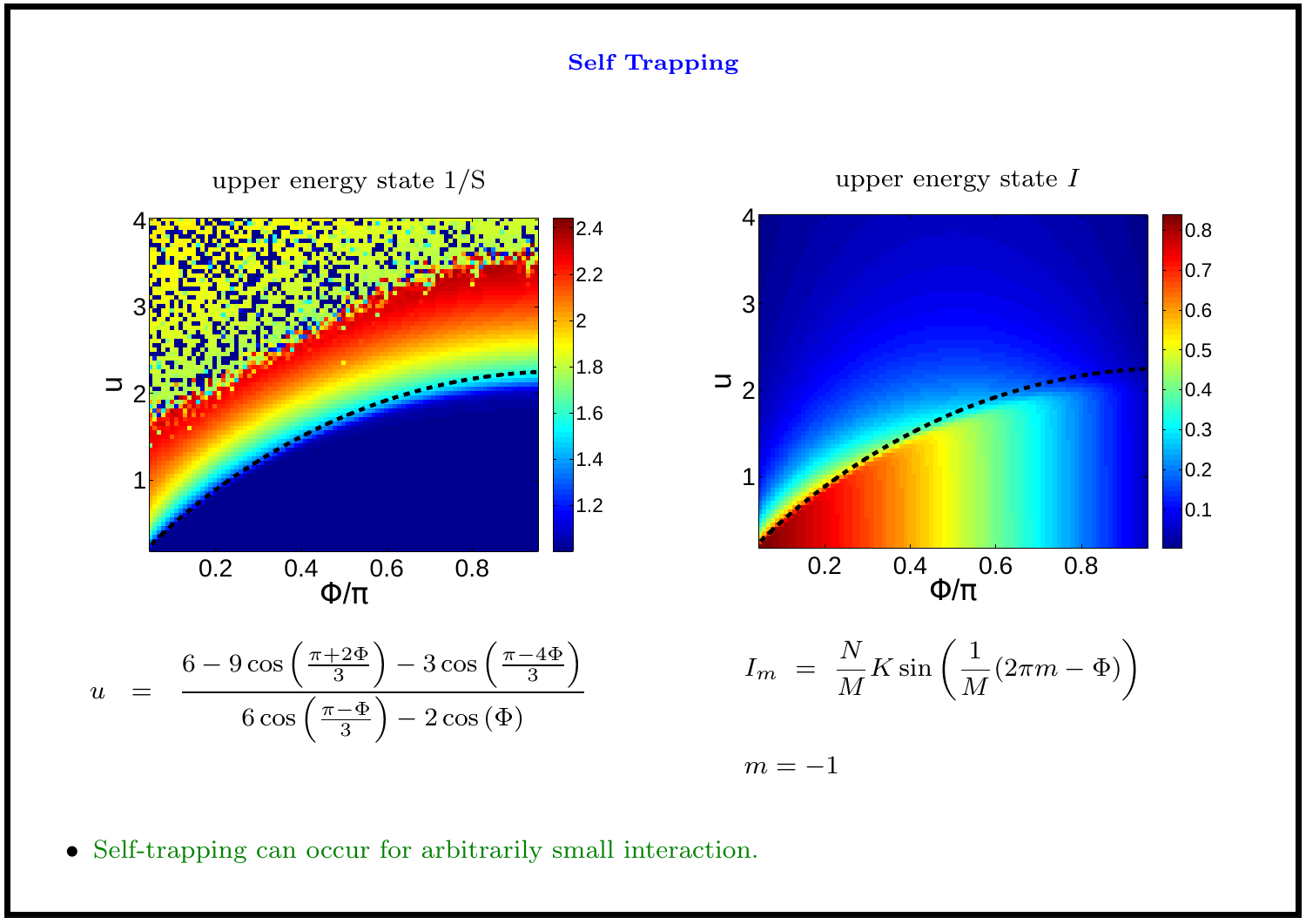# Self Trapping

upper energy state 1/S

upper energy state $I$

$$u = \frac{6 - 9\cos\left(\frac{\pi+2\Phi}{3}\right) - 3\cos\left(\frac{\pi-4\Phi}{3}\right)}{6\cos\left(\frac{\pi-\Phi}{3}\right) - 2\cos\left(\Phi\right)}$$

$$I_m = \frac{N}{M} K \sin\left(\frac{1}{M}(2\pi m - \Phi)\right)$$

$$m = -1$$

- Self-trapping can occur for arbitrarily small interaction.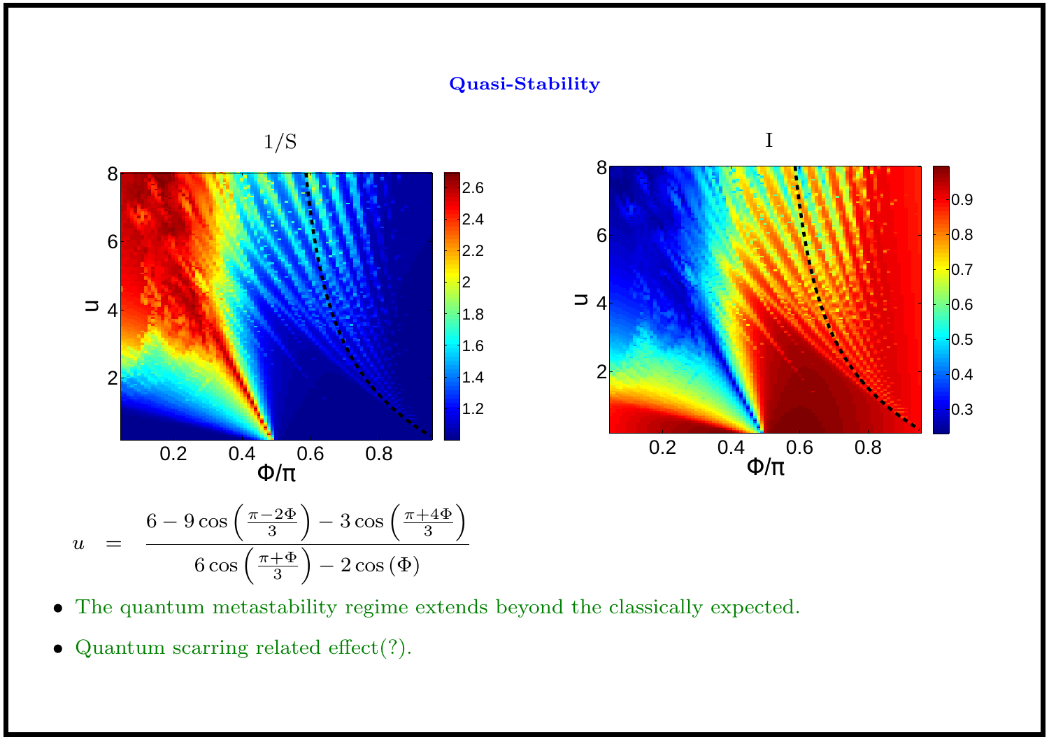## Quasi-Stability

$$u = \frac{6 - 9\cos\left(\frac{\pi - 2\Phi}{3}\right) - 3\cos\left(\frac{\pi + 4\Phi}{3}\right)}{6\cos\left(\frac{\pi + \Phi}{3}\right) - 2\cos(\Phi)}$$

- The quantum metastability regime extends beyond the classically expected.
- Quantum scarring related effect(?).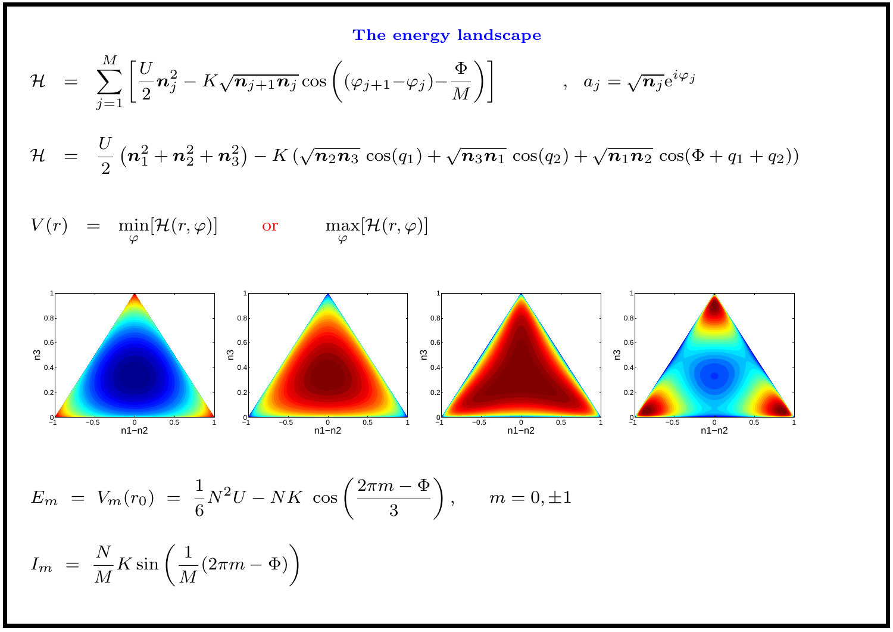## The energy landscape

$$\mathcal{H} = \sum_{j=1}^{M} \left[ \frac{U}{2}\boldsymbol{n}_j^2 - K\sqrt{\boldsymbol{n}_{j+1}\boldsymbol{n}_j}\cos\left((\varphi_{j+1}-\varphi_j)-\frac{\Phi}{M}\right)\right] \qquad , \quad a_j = \sqrt{\boldsymbol{n}_j}\mathrm{e}^{i\varphi_j}$$

$$\mathcal{H} = \frac{U}{2}\left(\boldsymbol{n}_1^2+\boldsymbol{n}_2^2+\boldsymbol{n}_3^2\right) - K\left(\sqrt{\boldsymbol{n}_2\boldsymbol{n}_3}\,\cos(q_1)+\sqrt{\boldsymbol{n}_3\boldsymbol{n}_1}\,\cos(q_2)+\sqrt{\boldsymbol{n}_1\boldsymbol{n}_2}\,\cos(\Phi+q_1+q_2)\right)$$

$$V(r) = \min_{\varphi}[\mathcal{H}(r,\varphi)] \qquad \text{or} \qquad \max_{\varphi}[\mathcal{H}(r,\varphi)]$$

$$E_m = V_m(r_0) = \frac{1}{6}N^2U - NK\,\cos\left(\frac{2\pi m-\Phi}{3}\right), \qquad m = 0,\pm 1$$

$$I_m = \frac{N}{M}K\sin\left(\frac{1}{M}(2\pi m-\Phi)\right)$$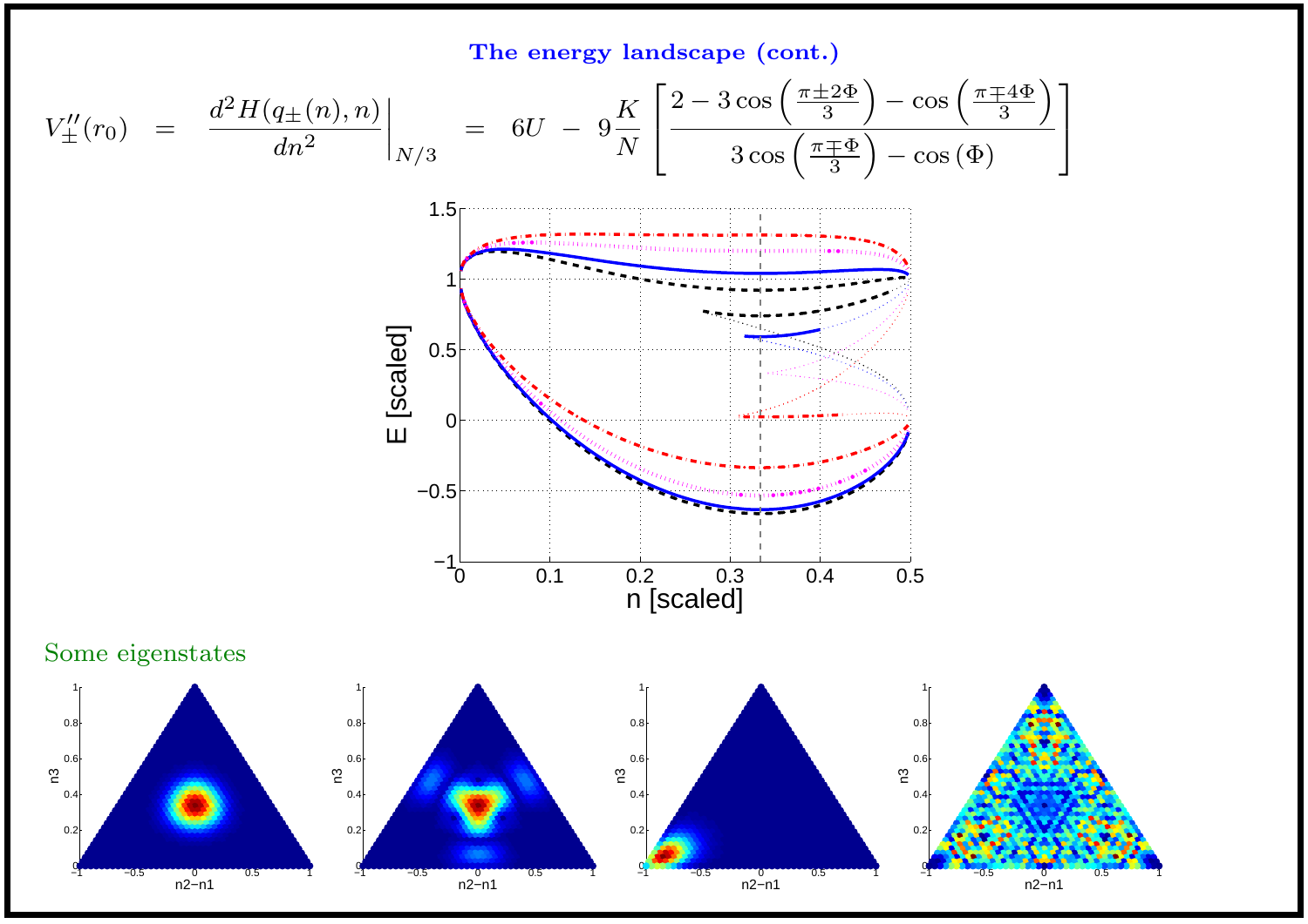## The energy landscape (cont.)

$$V''_{\pm}(r_0) \;=\; \left.\frac{d^2 H(q_{\pm}(n), n)}{dn^2}\right|_{N/3} \;=\; 6U \;-\; 9\frac{K}{N}\left[\frac{2 - 3\cos\left(\frac{\pi \pm 2\Phi}{3}\right) - \cos\left(\frac{\pi \mp 4\Phi}{3}\right)}{3\cos\left(\frac{\pi \mp \Phi}{3}\right) - \cos\left(\Phi\right)}\right]$$

### Some eigenstates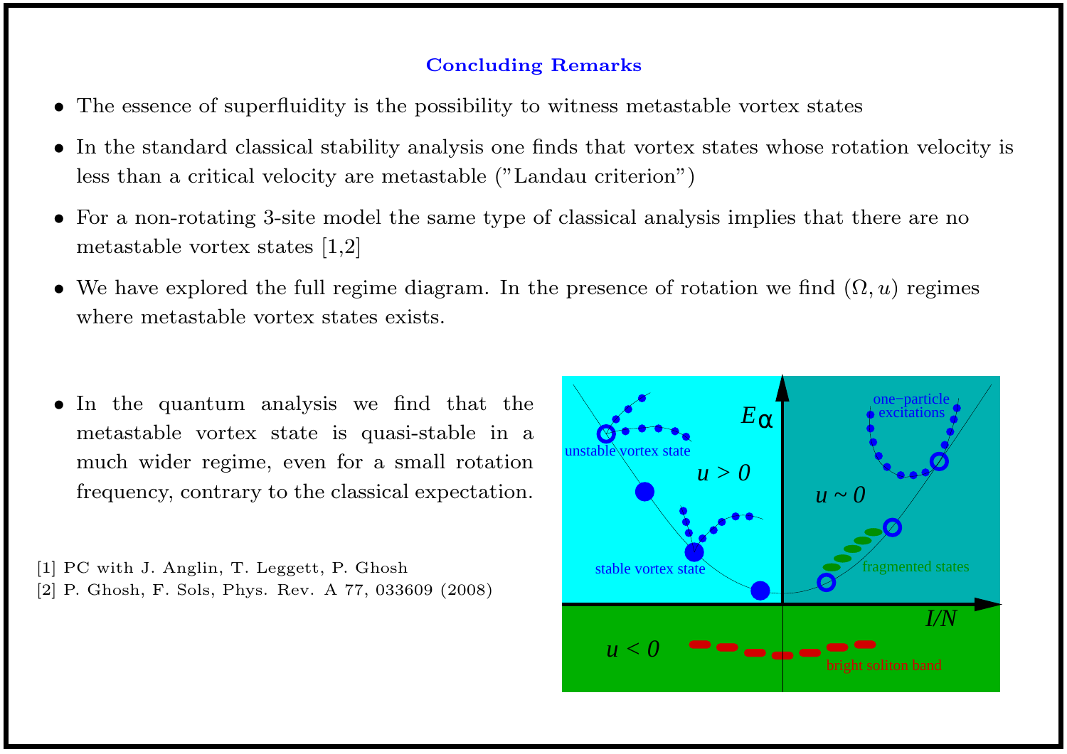## Concluding Remarks

- The essence of superfluidity is the possibility to witness metastable vortex states
- In the standard classical stability analysis one finds that vortex states whose rotation velocity is less than a critical velocity are metastable ("Landau criterion")
- For a non-rotating 3-site model the same type of classical analysis implies that there are no metastable vortex states [1,2]
- We have explored the full regime diagram. In the presence of rotation we find $(\Omega, u)$ regimes where metastable vortex states exists.
- In the quantum analysis we find that the metastable vortex state is quasi-stable in a much wider regime, even for a small rotation frequency, contrary to the classical expectation.

$E_\alpha$

$I/N$

$u > 0$

$u \sim 0$

$u < 0$

unstable vortex state

stable vortex state

one−particle excitations

fragmented states

bright soliton band

[1] PC with J. Anglin, T. Leggett, P. Ghosh

[2] P. Ghosh, F. Sols, Phys. Rev. A 77, 033609 (2008)